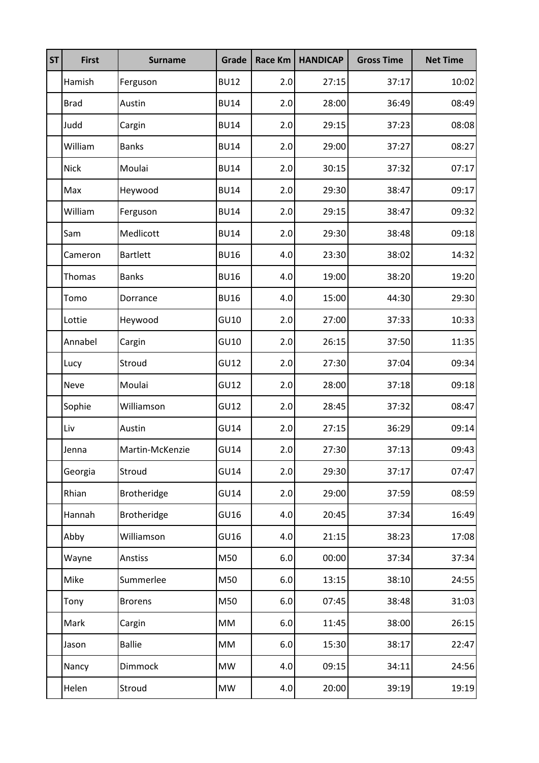| ST | First | Surname | Grade | Race Km | HANDICAP | Gross Time | Net Time |
|---|---|---|---|---|---|---|---|
| | Hamish | Ferguson | BU12 | 2.0 | 27:15 | 37:17 | 10:02 |
| | Brad | Austin | BU14 | 2.0 | 28:00 | 36:49 | 08:49 |
| | Judd | Cargin | BU14 | 2.0 | 29:15 | 37:23 | 08:08 |
| | William | Banks | BU14 | 2.0 | 29:00 | 37:27 | 08:27 |
| | Nick | Moulai | BU14 | 2.0 | 30:15 | 37:32 | 07:17 |
| | Max | Heywood | BU14 | 2.0 | 29:30 | 38:47 | 09:17 |
| | William | Ferguson | BU14 | 2.0 | 29:15 | 38:47 | 09:32 |
| | Sam | Medlicott | BU14 | 2.0 | 29:30 | 38:48 | 09:18 |
| | Cameron | Bartlett | BU16 | 4.0 | 23:30 | 38:02 | 14:32 |
| | Thomas | Banks | BU16 | 4.0 | 19:00 | 38:20 | 19:20 |
| | Tomo | Dorrance | BU16 | 4.0 | 15:00 | 44:30 | 29:30 |
| | Lottie | Heywood | GU10 | 2.0 | 27:00 | 37:33 | 10:33 |
| | Annabel | Cargin | GU10 | 2.0 | 26:15 | 37:50 | 11:35 |
| | Lucy | Stroud | GU12 | 2.0 | 27:30 | 37:04 | 09:34 |
| | Neve | Moulai | GU12 | 2.0 | 28:00 | 37:18 | 09:18 |
| | Sophie | Williamson | GU12 | 2.0 | 28:45 | 37:32 | 08:47 |
| | Liv | Austin | GU14 | 2.0 | 27:15 | 36:29 | 09:14 |
| | Jenna | Martin-McKenzie | GU14 | 2.0 | 27:30 | 37:13 | 09:43 |
| | Georgia | Stroud | GU14 | 2.0 | 29:30 | 37:17 | 07:47 |
| | Rhian | Brotheridge | GU14 | 2.0 | 29:00 | 37:59 | 08:59 |
| | Hannah | Brotheridge | GU16 | 4.0 | 20:45 | 37:34 | 16:49 |
| | Abby | Williamson | GU16 | 4.0 | 21:15 | 38:23 | 17:08 |
| | Wayne | Anstiss | M50 | 6.0 | 00:00 | 37:34 | 37:34 |
| | Mike | Summerlee | M50 | 6.0 | 13:15 | 38:10 | 24:55 |
| | Tony | Brorens | M50 | 6.0 | 07:45 | 38:48 | 31:03 |
| | Mark | Cargin | MM | 6.0 | 11:45 | 38:00 | 26:15 |
| | Jason | Ballie | MM | 6.0 | 15:30 | 38:17 | 22:47 |
| | Nancy | Dimmock | MW | 4.0 | 09:15 | 34:11 | 24:56 |
| | Helen | Stroud | MW | 4.0 | 20:00 | 39:19 | 19:19 |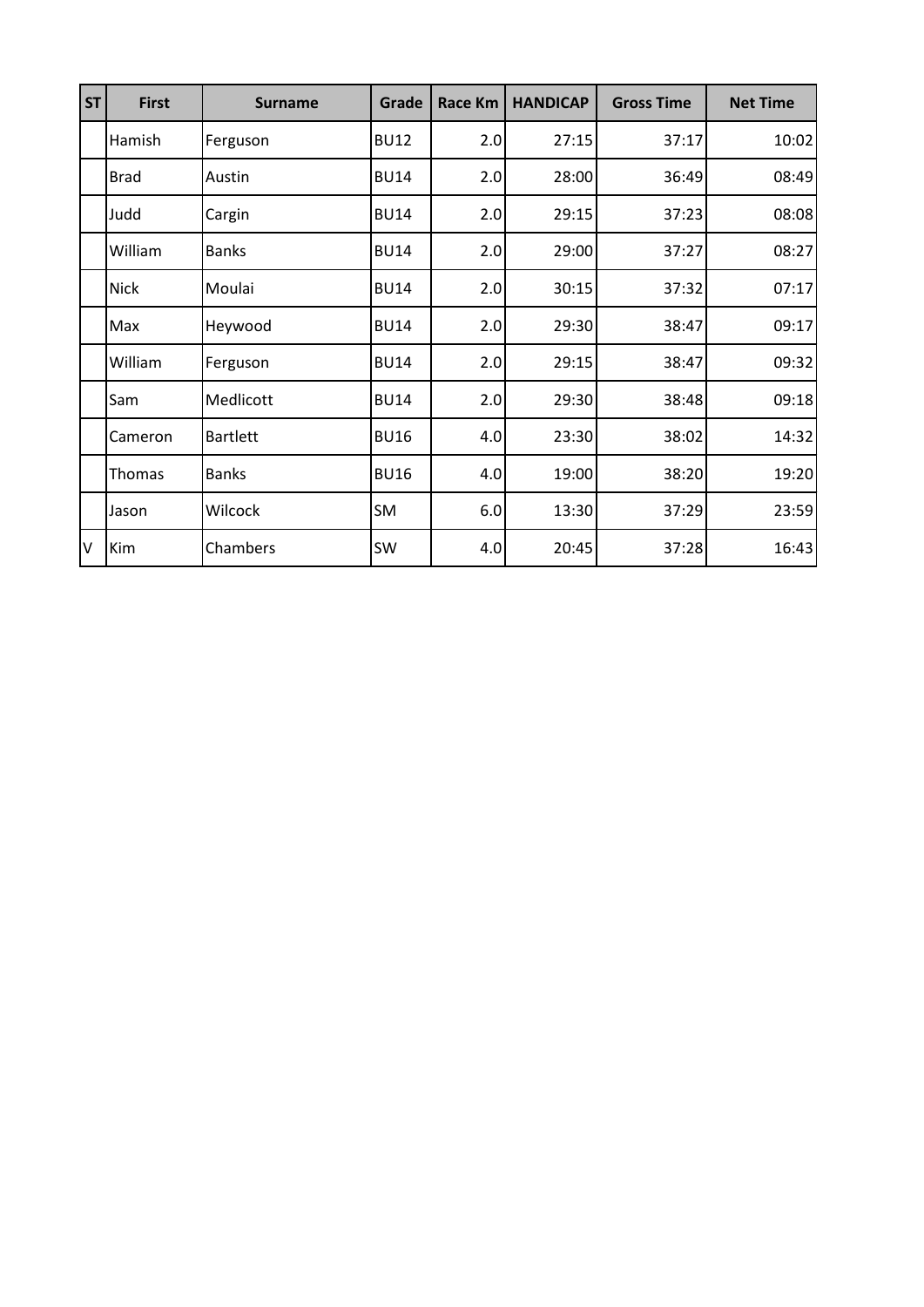| ST | First | Surname | Grade | Race Km | HANDICAP | Gross Time | Net Time |
|---|---|---|---|---|---|---|---|
| | Hamish | Ferguson | BU12 | 2.0 | 27:15 | 37:17 | 10:02 |
| | Brad | Austin | BU14 | 2.0 | 28:00 | 36:49 | 08:49 |
| | Judd | Cargin | BU14 | 2.0 | 29:15 | 37:23 | 08:08 |
| | William | Banks | BU14 | 2.0 | 29:00 | 37:27 | 08:27 |
| | Nick | Moulai | BU14 | 2.0 | 30:15 | 37:32 | 07:17 |
| | Max | Heywood | BU14 | 2.0 | 29:30 | 38:47 | 09:17 |
| | William | Ferguson | BU14 | 2.0 | 29:15 | 38:47 | 09:32 |
| | Sam | Medlicott | BU14 | 2.0 | 29:30 | 38:48 | 09:18 |
| | Cameron | Bartlett | BU16 | 4.0 | 23:30 | 38:02 | 14:32 |
| | Thomas | Banks | BU16 | 4.0 | 19:00 | 38:20 | 19:20 |
| | Jason | Wilcock | SM | 6.0 | 13:30 | 37:29 | 23:59 |
| V | Kim | Chambers | SW | 4.0 | 20:45 | 37:28 | 16:43 |